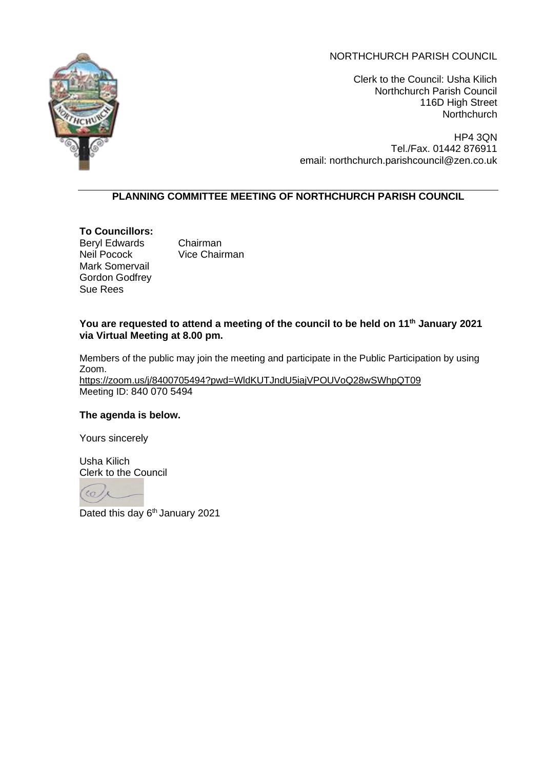NORTHCHURCH PARISH COUNCIL

Clerk to the Council: Usha Kilich
Northchurch Parish Council
116D High Street
Northchurch

HP4 3QN
Tel./Fax. 01442 876911
email: northchurch.parishcouncil@zen.co.uk

## PLANNING COMMITTEE MEETING OF NORTHCHURCH PARISH COUNCIL

**To Councillors:**

Beryl Edwards — Chairman
Neil Pocock — Vice Chairman
Mark Somervail
Gordon Godfrey
Sue Rees

**You are requested to attend a meeting of the council to be held on 11th January 2021 via Virtual Meeting at 8.00 pm.**

Members of the public may join the meeting and participate in the Public Participation by using Zoom.
https://zoom.us/j/8400705494?pwd=WldKUTJndU5iajVPOUVoQ28wSWhpQT09
Meeting ID: 840 070 5494

**The agenda is below.**

Yours sincerely

Usha Kilich
Clerk to the Council

Dated this day 6th January 2021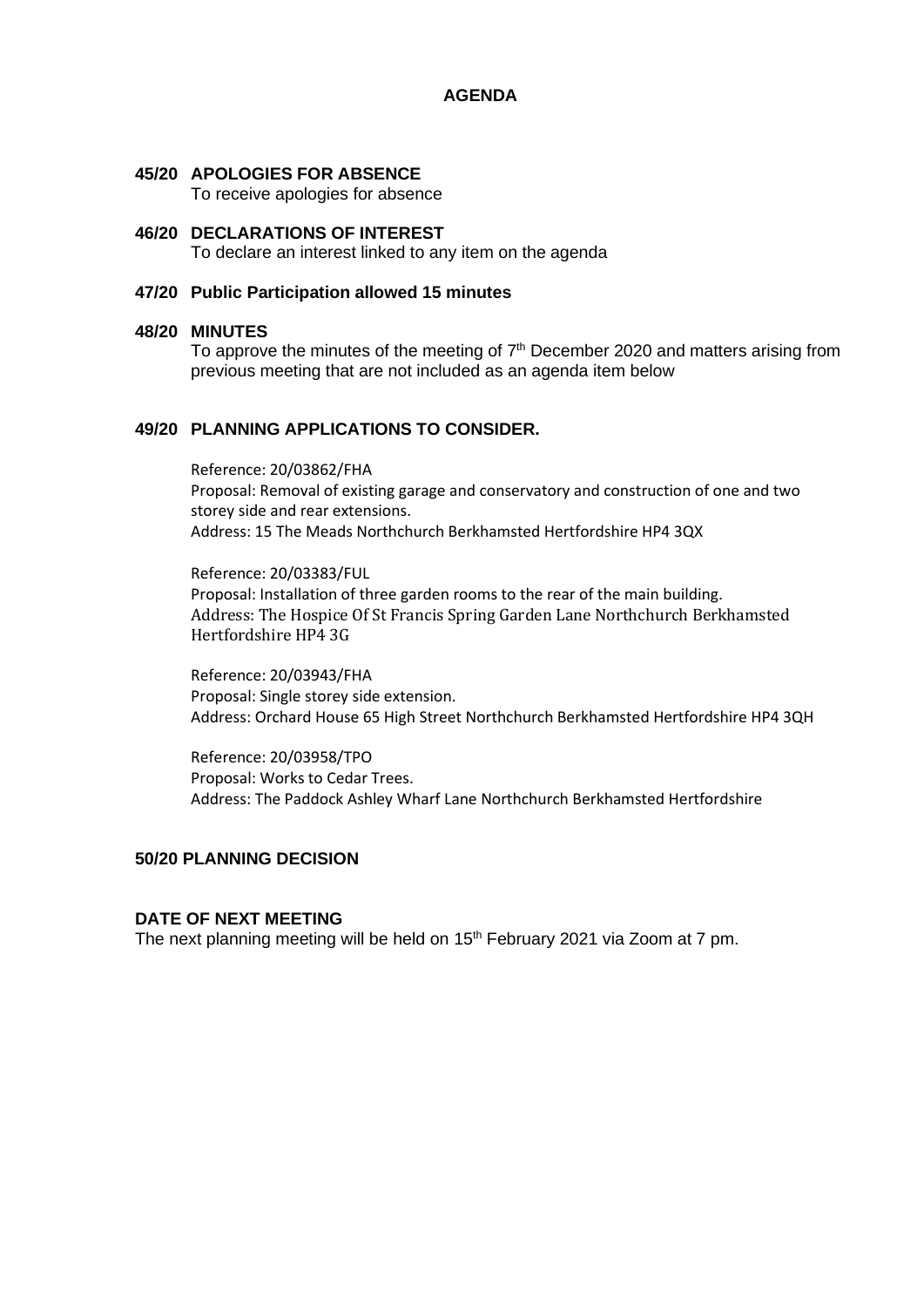# AGENDA

## 45/20 APOLOGIES FOR ABSENCE

To receive apologies for absence

## 46/20 DECLARATIONS OF INTEREST

To declare an interest linked to any item on the agenda

## 47/20 Public Participation allowed 15 minutes

## 48/20 MINUTES

To approve the minutes of the meeting of 7th December 2020 and matters arising from previous meeting that are not included as an agenda item below

## 49/20 PLANNING APPLICATIONS TO CONSIDER.

Reference: 20/03862/FHA
Proposal: Removal of existing garage and conservatory and construction of one and two storey side and rear extensions.
Address: 15 The Meads Northchurch Berkhamsted Hertfordshire HP4 3QX

Reference: 20/03383/FUL
Proposal: Installation of three garden rooms to the rear of the main building.
Address: The Hospice Of St Francis Spring Garden Lane Northchurch Berkhamsted Hertfordshire HP4 3G

Reference: 20/03943/FHA
Proposal: Single storey side extension.
Address: Orchard House 65 High Street Northchurch Berkhamsted Hertfordshire HP4 3QH

Reference: 20/03958/TPO
Proposal: Works to Cedar Trees.
Address: The Paddock Ashley Wharf Lane Northchurch Berkhamsted Hertfordshire

## 50/20 PLANNING DECISION

## DATE OF NEXT MEETING

The next planning meeting will be held on 15th February 2021 via Zoom at 7 pm.